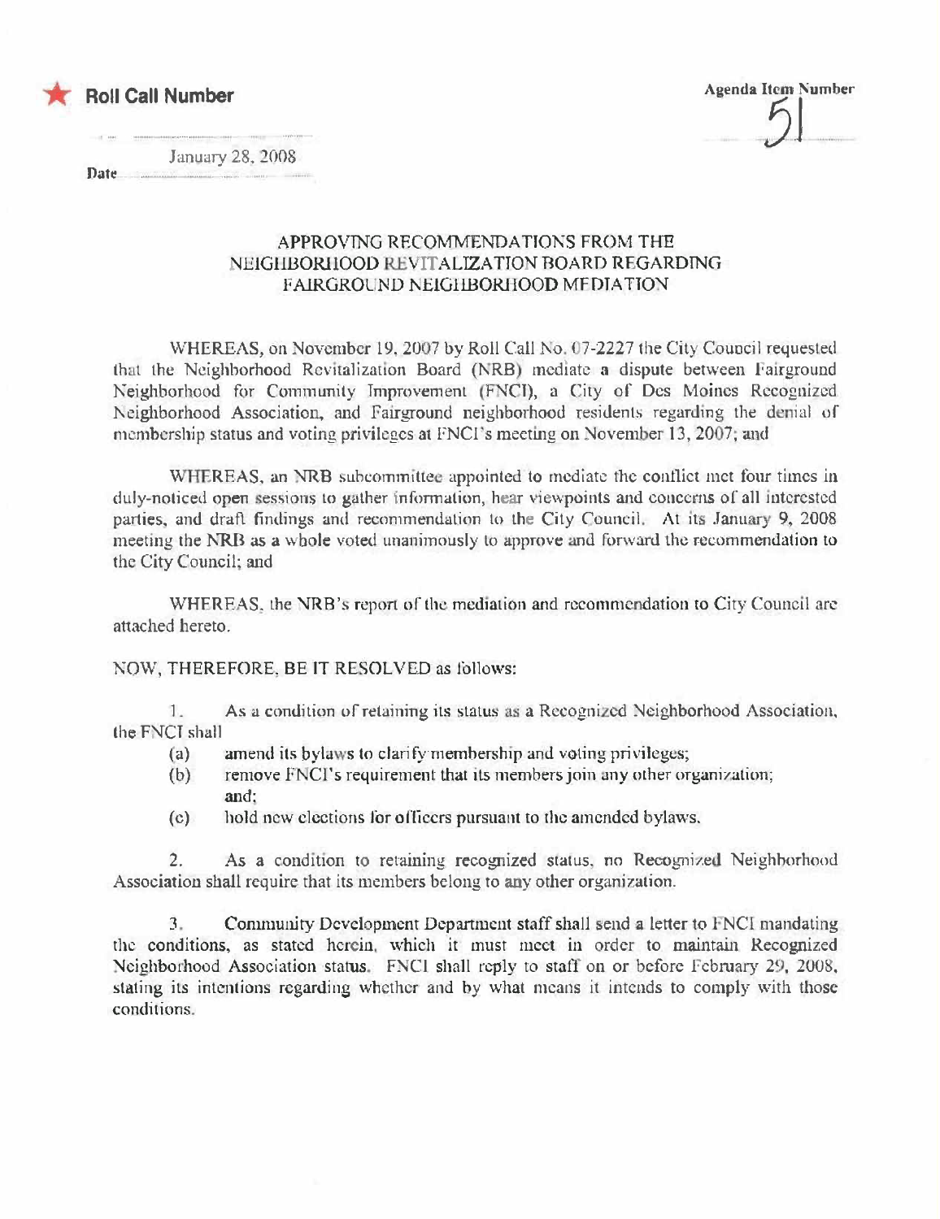**Roll Call Number**

**Agenda Item Number** 51

Date January 28, 2008

## APPROVING RECOMMENDATIONS FROM THE NEIGHBORHOOD REVITALIZATION BOARD REGARDING FAIRGROUND NEIGHBORHOOD MEDIATION

WHEREAS, on November 19, 2007 by Roll Call No. 07-2227 the City Council requested that the Neighborhood Revitalization Board (NRB) mediate a dispute between Fairground Neighborhood for Community Improvement (FNCI), a City of Des Moines Recognized Neighborhood Association, and Fairground neighborhood residents regarding the denial of membership status and voting privileges at FNCI's meeting on November 13, 2007; and

WHEREAS, an NRB subcommittee appointed to mediate the conflict met four times in duly-noticed open sessions to gather information, hear viewpoints and concerns of all interested parties, and draft findings and recommendation to the City Council. At its January 9, 2008 meeting the NRB as a whole voted unanimously to approve and forward the recommendation to the City Council; and

WHEREAS, the NRB's report of the mediation and recommendation to City Council are attached hereto.

NOW, THEREFORE, BE IT RESOLVED as follows:

1. As a condition of retaining its status as a Recognized Neighborhood Association, the FNCI shall
   - (a) amend its bylaws to clarify membership and voting privileges;
   - (b) remove FNCI's requirement that its members join any other organization; and;
   - (c) hold new elections for officers pursuant to the amended bylaws.

2. As a condition to retaining recognized status, no Recognized Neighborhood Association shall require that its members belong to any other organization.

3. Community Development Department staff shall send a letter to FNCI mandating the conditions, as stated herein, which it must meet in order to maintain Recognized Neighborhood Association status. FNCI shall reply to staff on or before February 29, 2008, stating its intentions regarding whether and by what means it intends to comply with those conditions.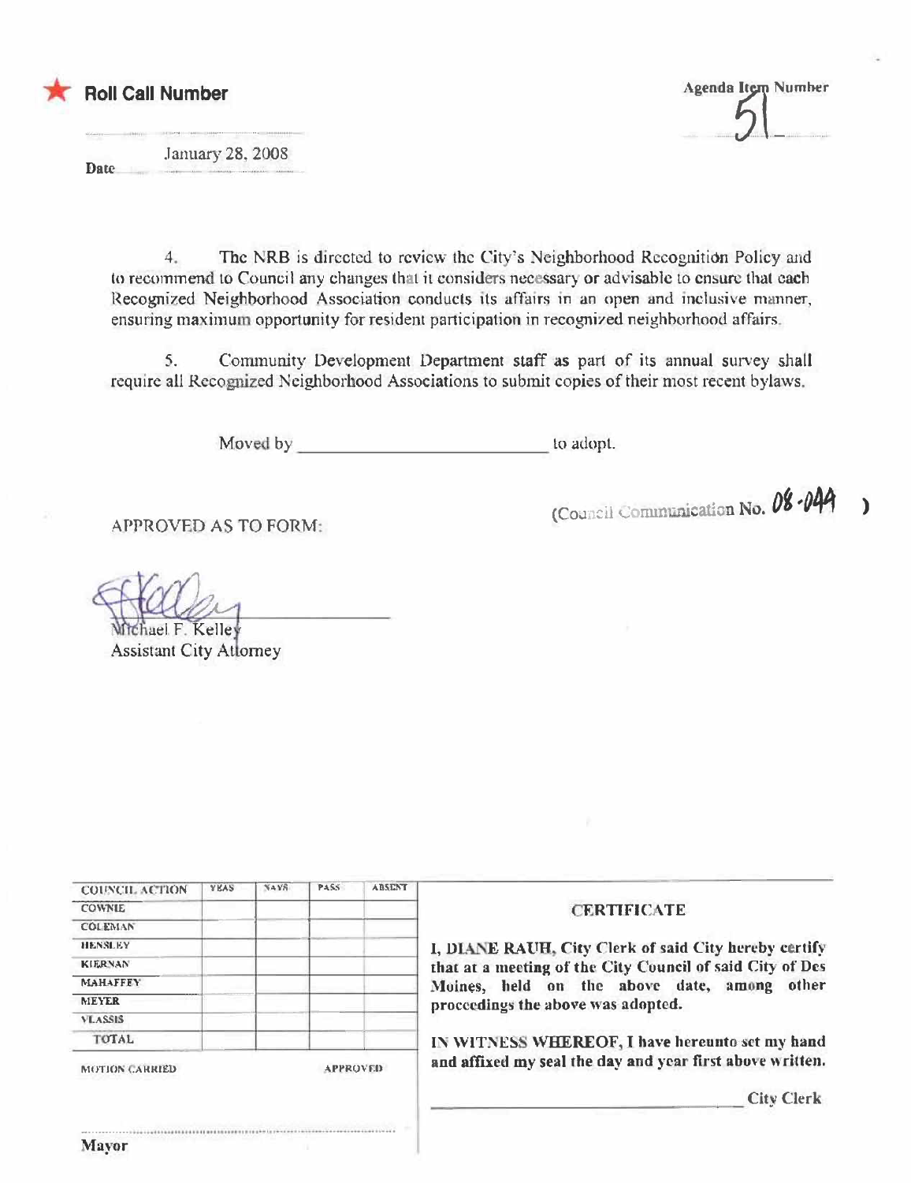★ **Roll Call Number**

Agenda Item Number
51

Date January 28, 2008

4. The NRB is directed to review the City's Neighborhood Recognition Policy and to recommend to Council any changes that it considers necessary or advisable to ensure that each Recognized Neighborhood Association conducts its affairs in an open and inclusive manner, ensuring maximum opportunity for resident participation in recognized neighborhood affairs.

5. Community Development Department staff as part of its annual survey shall require all Recognized Neighborhood Associations to submit copies of their most recent bylaws.

Moved by \_\_\_\_\_\_\_\_\_\_\_\_\_\_\_\_\_\_\_\_\_\_\_\_\_\_ to adopt.

(Council Communication No. 08-044 )

APPROVED AS TO FORM:

Michael F. Kelley
Assistant City Attorney

| COUNCIL ACTION | YEAS | NAYS | PASS | ABSENT |
|---|---|---|---|---|
| COWNIE | | | | |
| COLEMAN | | | | |
| HENSLEY | | | | |
| KIERNAN | | | | |
| MAHAFFEY | | | | |
| MEYER | | | | |
| VLASSIS | | | | |
| TOTAL | | | | |

MOTION CARRIED APPROVED

\_\_\_\_\_\_\_\_\_\_\_\_\_\_\_\_\_\_\_\_\_\_\_\_\_\_
Mayor

**CERTIFICATE**

**I, DIANE RAUH, City Clerk of said City hereby certify that at a meeting of the City Council of said City of Des Moines, held on the above date, among other proceedings the above was adopted.**

**IN WITNESS WHEREOF, I have hereunto set my hand and affixed my seal the day and year first above written.**

\_\_\_\_\_\_\_\_\_\_\_\_\_\_\_\_\_\_\_\_\_\_\_\_\_\_ City Clerk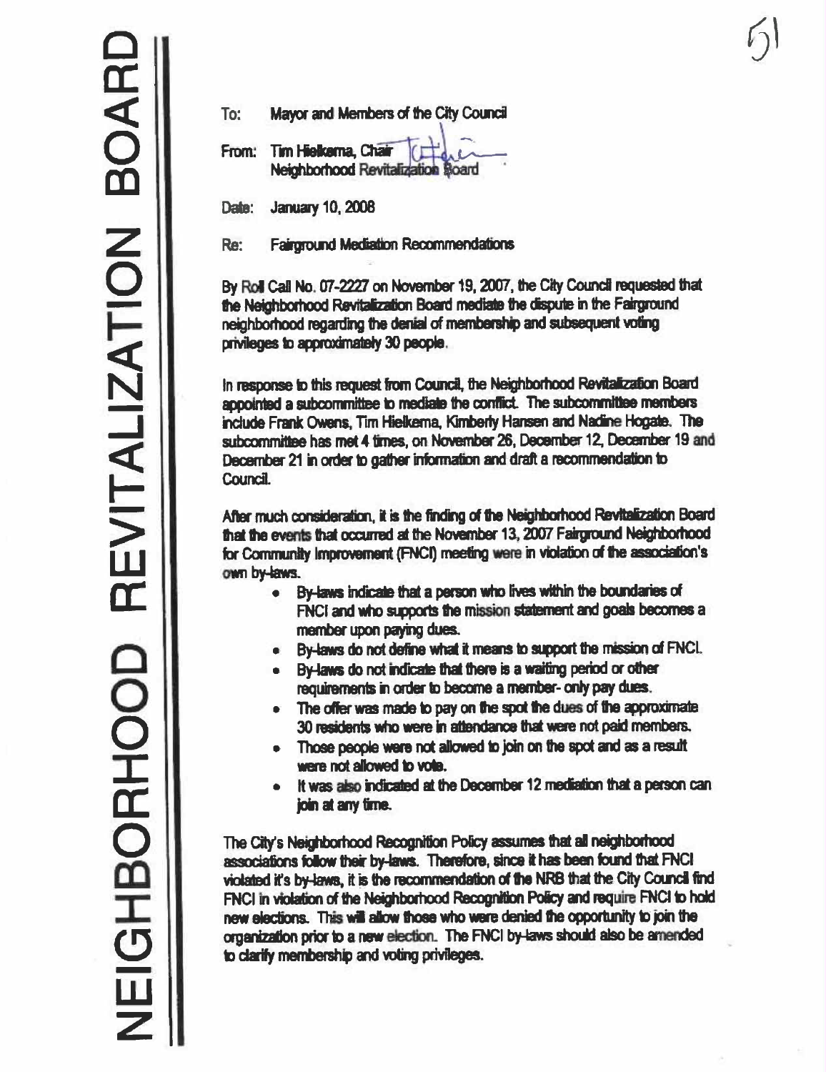# NEIGHBORHOOD REVITALIZATION BOARD

To: Mayor and Members of the City Council

From: Tim Hielkema, Chair
Neighborhood Revitalization Board

Date: January 10, 2008

Re: Fairground Mediation Recommendations

By Roll Call No. 07-2227 on November 19, 2007, the City Council requested that the Neighborhood Revitalization Board mediate the dispute in the Fairground neighborhood regarding the denial of membership and subsequent voting privileges to approximately 30 people.

In response to this request from Council, the Neighborhood Revitalization Board appointed a subcommittee to mediate the conflict. The subcommittee members include Frank Owens, Tim Hielkema, Kimberly Hansen and Nadine Hogate. The subcommittee has met 4 times, on November 26, December 12, December 19 and December 21 in order to gather information and draft a recommendation to Council.

After much consideration, it is the finding of the Neighborhood Revitalization Board that the events that occurred at the November 13, 2007 Fairground Neighborhood for Community Improvement (FNCI) meeting were in violation of the association's own by-laws.

- By-laws indicate that a person who lives within the boundaries of FNCI and who supports the mission statement and goals becomes a member upon paying dues.
- By-laws do not define what it means to support the mission of FNCI.
- By-laws do not indicate that there is a waiting period or other requirements in order to become a member- only pay dues.
- The offer was made to pay on the spot the dues of the approximate 30 residents who were in attendance that were not paid members.
- Those people were not allowed to join on the spot and as a result were not allowed to vote.
- It was also indicated at the December 12 mediation that a person can join at any time.

The City's Neighborhood Recognition Policy assumes that all neighborhood associations follow their by-laws. Therefore, since it has been found that FNCI violated it's by-laws, it is the recommendation of the NRB that the City Council find FNCI in violation of the Neighborhood Recognition Policy and require FNCI to hold new elections. This will allow those who were denied the opportunity to join the organization prior to a new election. The FNCI by-laws should also be amended to clarify membership and voting privileges.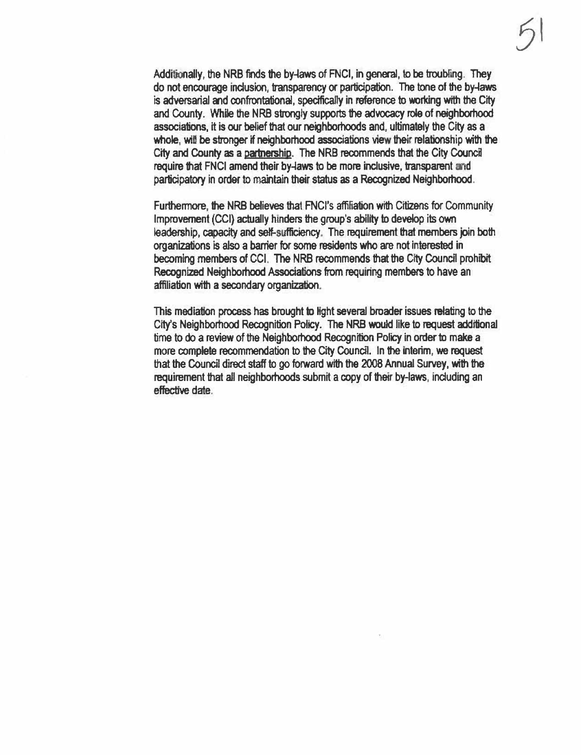Additionally, the NRB finds the by-laws of FNCI, in general, to be troubling. They do not encourage inclusion, transparency or participation. The tone of the by-laws is adversarial and confrontational, specifically in reference to working with the City and County. While the NRB strongly supports the advocacy role of neighborhood associations, it is our belief that our neighborhoods and, ultimately the City as a whole, will be stronger if neighborhood associations view their relationship with the City and County as a partnership. The NRB recommends that the City Council require that FNCI amend their by-laws to be more inclusive, transparent and participatory in order to maintain their status as a Recognized Neighborhood.

Furthermore, the NRB believes that FNCI's affiliation with Citizens for Community Improvement (CCI) actually hinders the group's ability to develop its own leadership, capacity and self-sufficiency. The requirement that members join both organizations is also a barrier for some residents who are not interested in becoming members of CCI. The NRB recommends that the City Council prohibit Recognized Neighborhood Associations from requiring members to have an affiliation with a secondary organization.

This mediation process has brought to light several broader issues relating to the City's Neighborhood Recognition Policy. The NRB would like to request additional time to do a review of the Neighborhood Recognition Policy in order to make a more complete recommendation to the City Council. In the interim, we request that the Council direct staff to go forward with the 2008 Annual Survey, with the requirement that all neighborhoods submit a copy of their by-laws, including an effective date.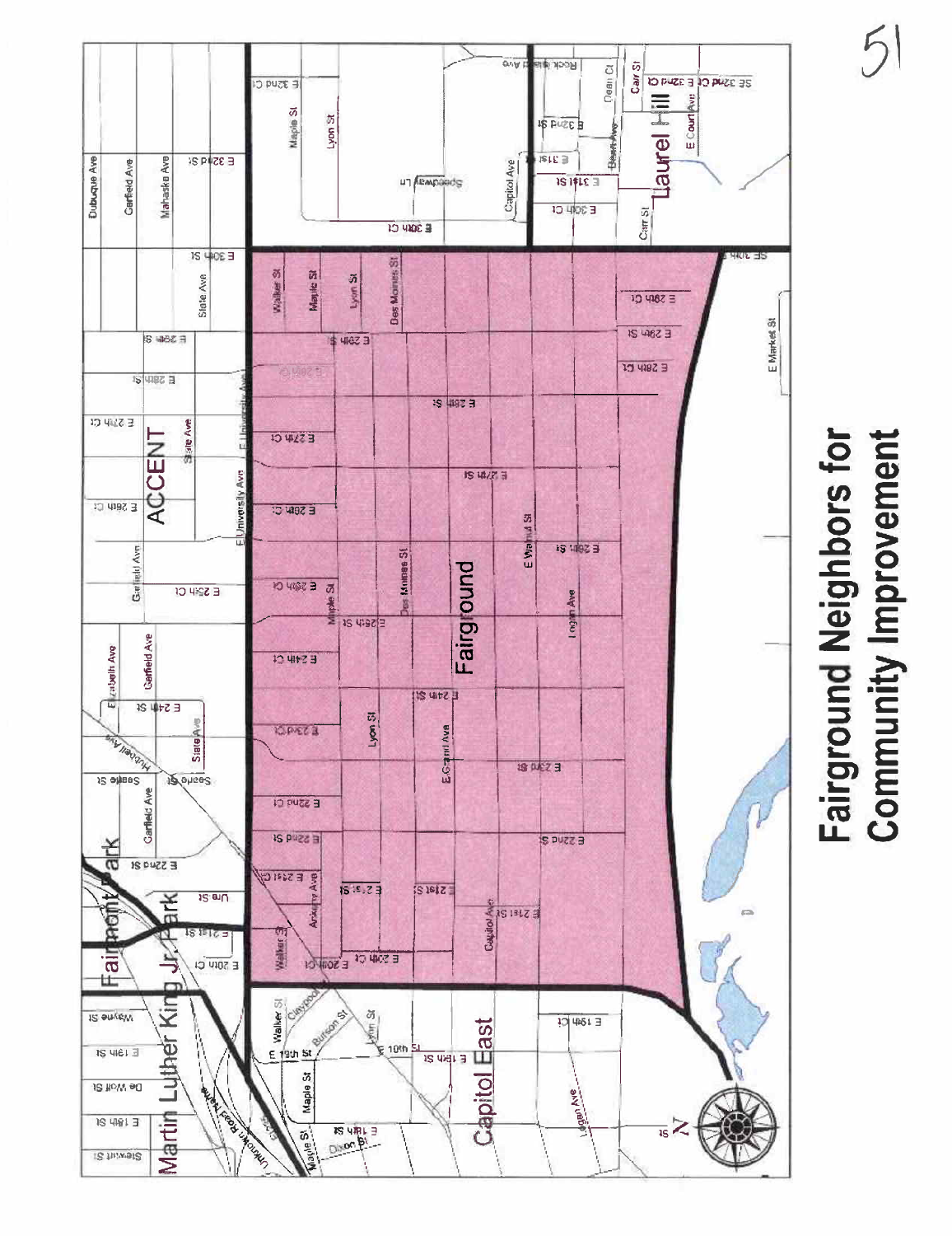# Fairground Neighbors for Community Improvement